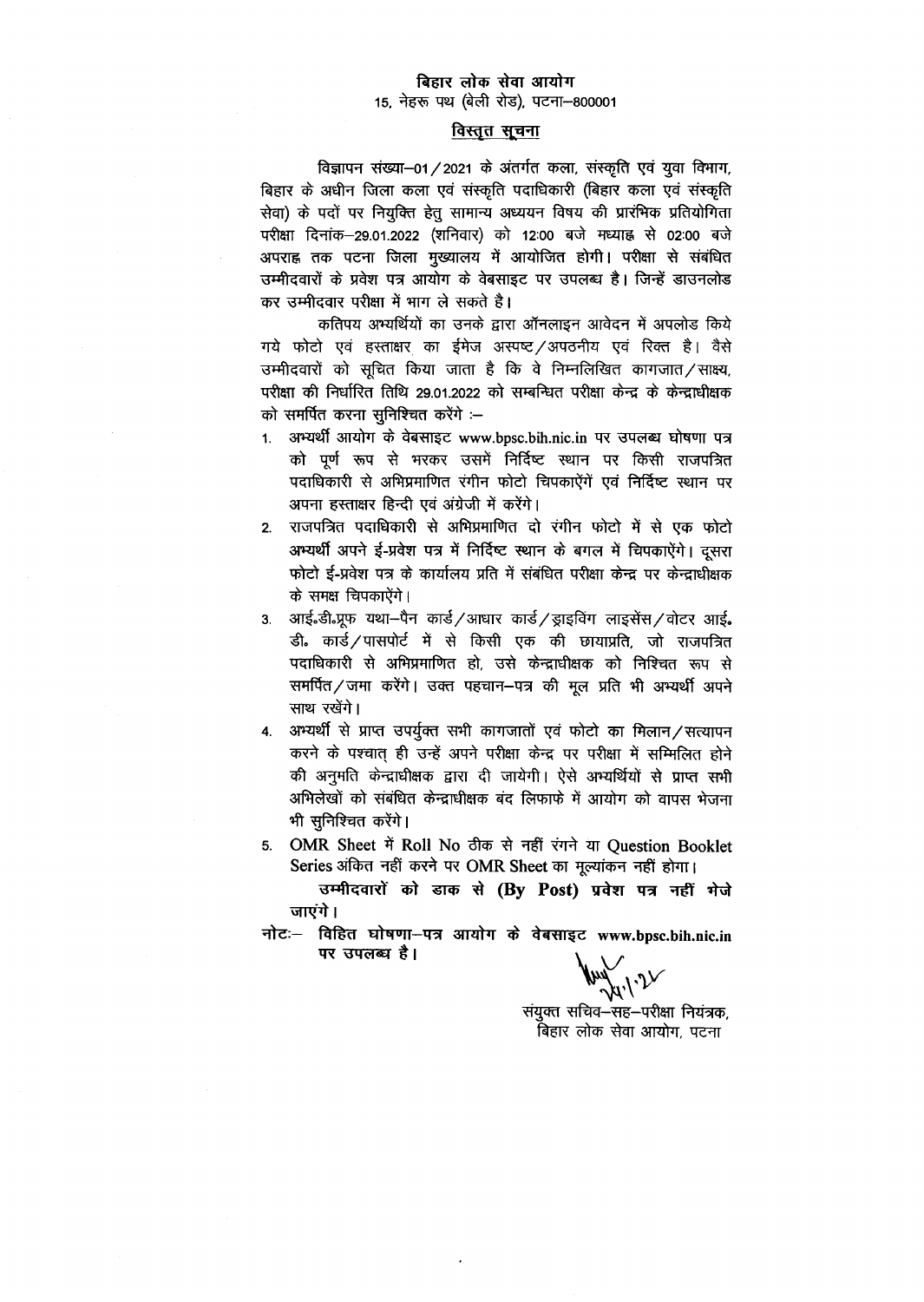**बिहार लोक सेवा आयोग**
15, नेहरू पथ (बेली रोड), पटना–800001

## विस्तृत सूचना

विज्ञापन संख्या–01/2021 के अंतर्गत कला, संस्कृति एवं युवा विभाग, बिहार के अधीन जिला कला एवं संस्कृति पदाधिकारी (बिहार कला एवं संस्कृति सेवा) के पदों पर नियुक्ति हेतु सामान्य अध्ययन विषय की प्रारंभिक प्रतियोगिता परीक्षा दिनांक–29.01.2022 (शनिवार) को 12:00 बजे मध्याह्न से 02:00 बजे अपराह्न तक पटना जिला मुख्यालय में आयोजित होगी। परीक्षा से संबंधित उम्मीदवारों के प्रवेश पत्र आयोग के वेबसाइट पर उपलब्ध है। जिन्हें डाउनलोड कर उम्मीदवार परीक्षा में भाग ले सकते है।

कतिपय अभ्यर्थियों का उनके द्वारा ऑनलाइन आवेदन में अपलोड किये गये फोटो एवं हस्ताक्षर का ईमेज अस्पष्ट/अपठनीय एवं रिक्त है। वैसे उम्मीदवारों को सूचित किया जाता है कि वे निम्नलिखित कागजात/साक्ष्य, परीक्षा की निर्धारित तिथि 29.01.2022 को सम्बन्धित परीक्षा केन्द्र के केन्द्राधीक्षक को समर्पित करना सुनिश्चित करेंगे :–

1. अभ्यर्थी आयोग के वेबसाइट www.bpsc.bih.nic.in पर उपलब्ध घोषणा पत्र को पूर्ण रूप से भरकर उसमें निर्दिष्ट स्थान पर किसी राजपत्रित पदाधिकारी से अभिप्रमाणित रंगीन फोटो चिपकाऐंगें एवं निर्दिष्ट स्थान पर अपना हस्ताक्षर हिन्दी एवं अंग्रेजी में करेंगे।
2. राजपत्रित पदाधिकारी से अभिप्रमाणित दो रंगीन फोटो में से एक फोटो अभ्यर्थी अपने ई-प्रवेश पत्र में निर्दिष्ट स्थान के बगल में चिपकाऐंगे। दूसरा फोटो ई-प्रवेश पत्र के कार्यालय प्रति में संबंधित परीक्षा केन्द्र पर केन्द्राधीक्षक के समक्ष चिपकाऐंगे।
3. आई॰डी॰प्रूफ यथा–पैन कार्ड/आधार कार्ड/ड्राइविंग लाइसेंस/वोटर आई॰ डी॰ कार्ड/पासपोर्ट में से किसी एक की छायाप्रति, जो राजपत्रित पदाधिकारी से अभिप्रमाणित हो, उसे केन्द्राधीक्षक को निश्चित रूप से समर्पित/जमा करेंगे। उक्त पहचान–पत्र की मूल प्रति भी अभ्यर्थी अपने साथ रखेंगे।
4. अभ्यर्थी से प्राप्त उपर्युक्त सभी कागजातों एवं फोटो का मिलान/सत्यापन करने के पश्चात् ही उन्हें अपने परीक्षा केन्द्र पर परीक्षा में सम्मिलित होने की अनुमति केन्द्राधीक्षक द्वारा दी जायेगी। ऐसे अभ्यर्थियों से प्राप्त सभी अभिलेखों को संबंधित केन्द्राधीक्षक बंद लिफाफे में आयोग को वापस भेजना भी सुनिश्चित करेंगे।
5. OMR Sheet में Roll No ठीक से नहीं रंगने या Question Booklet Series अंकित नहीं करने पर OMR Sheet का मूल्यांकन नहीं होगा।

**उम्मीदवारों को डाक से (By Post) प्रवेश पत्र नहीं भेजे जाएंगे।**

**नोटः– विहित घोषणा–पत्र आयोग के वेबसाइट www.bpsc.bih.nic.in पर उपलब्ध है।**

संयुक्त सचिव–सह–परीक्षा नियंत्रक,
बिहार लोक सेवा आयोग, पटना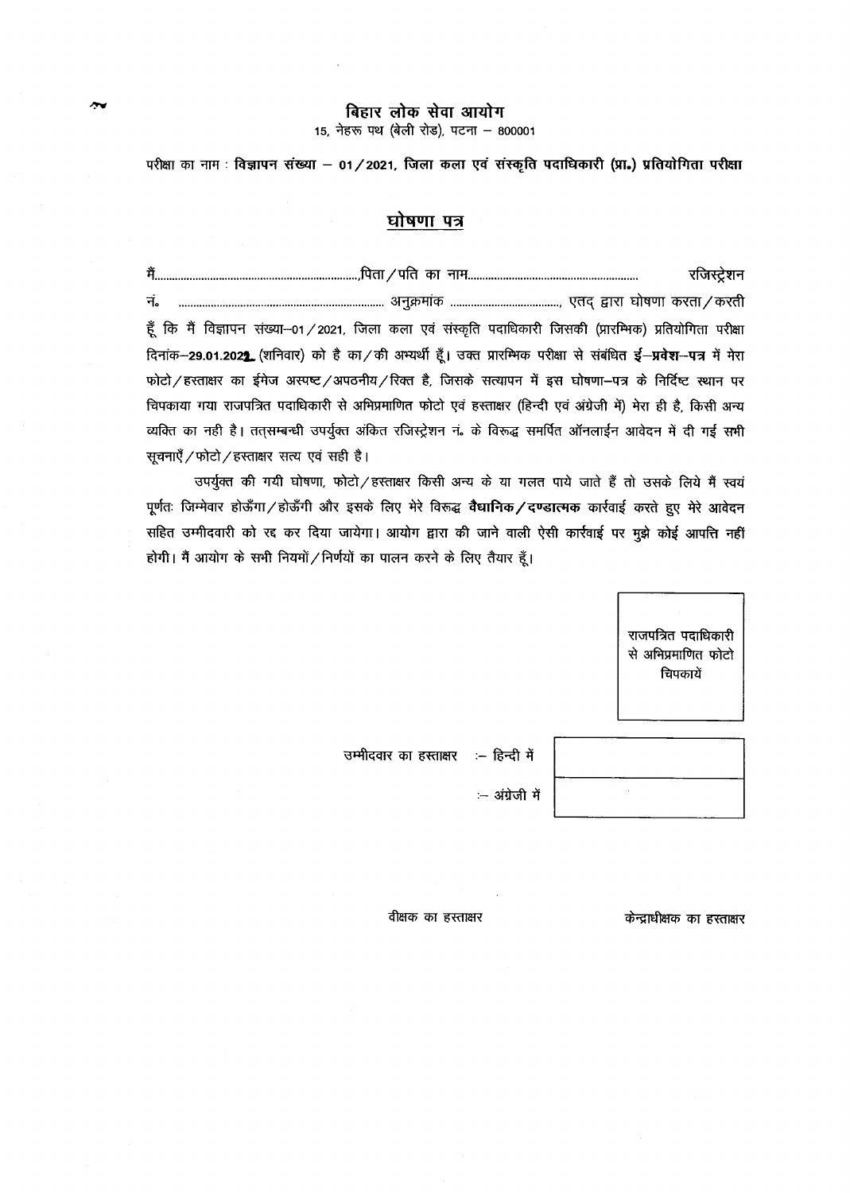# बिहार लोक सेवा आयोग

15, नेहरू पथ (बेली रोड), पटना – 800001

परीक्षा का नाम : **विज्ञापन संख्या – 01/2021, जिला कला एवं संस्कृति पदाधिकारी (प्रा.) प्रतियोगिता परीक्षा**

## घोषणा पत्र

मैं.........................................................................,पिता/पति का नाम............................................................ रजिस्ट्रेशन नं. ........................................................................ अनुक्रमांक ......................................., एतद् द्वारा घोषणा करता/करती हूँ कि मैं विज्ञापन संख्या–01/2021, जिला कला एवं संस्कृति पदाधिकारी जिसकी (प्रारम्भिक) प्रतियोगिता परीक्षा दिनांक–**29.01.2022** (शनिवार) को है का/की अभ्यर्थी हूँ। उक्त प्रारम्भिक परीक्षा से संबंधित **ई–प्रवेश–पत्र** में मेरा फोटो/हस्ताक्षर का ईमेज अस्पष्ट/अपठनीय/रिक्त है, जिसके सत्यापन में इस घोषणा–पत्र के निर्दिष्ट स्थान पर चिपकाया गया राजपत्रित पदाधिकारी से अभिप्रमाणित फोटो एवं हस्ताक्षर (हिन्दी एवं अंग्रेजी में) मेरा ही है, किसी अन्य व्यक्ति का नही है। तत्सम्बन्धी उपर्युक्त अंकित रजिस्ट्रेशन नं. के विरुद्ध समर्पित ऑनलाईन आवेदन में दी गई सभी सूचनाएँ/फोटो/हस्ताक्षर सत्य एवं सही है।

उपर्युक्त की गयी घोषणा, फोटो/हस्ताक्षर किसी अन्य के या गलत पाये जाते हैं तो उसके लिये मैं स्वयं पूर्णतः जिम्मेवार होऊँगा/होऊँगी और इसके लिए मेरे विरुद्ध **वैधानिक/दण्डात्मक** कार्रवाई करते हुए मेरे आवेदन सहित उम्मीदवारी को रद्द कर दिया जायेगा। आयोग द्वारा की जाने वाली ऐसी कार्रवाई पर मुझे कोई आपत्ति नहीं होगी। मैं आयोग के सभी नियमों/निर्णयों का पालन करने के लिए तैयार हूँ।

राजपत्रित पदाधिकारी से अभिप्रमाणित फोटो चिपकायें

उम्मीदवार का हस्ताक्षर :– हिन्दी में

:– अंग्रेजी में

वीक्षक का हस्ताक्षर

केन्द्राधीक्षक का हस्ताक्षर